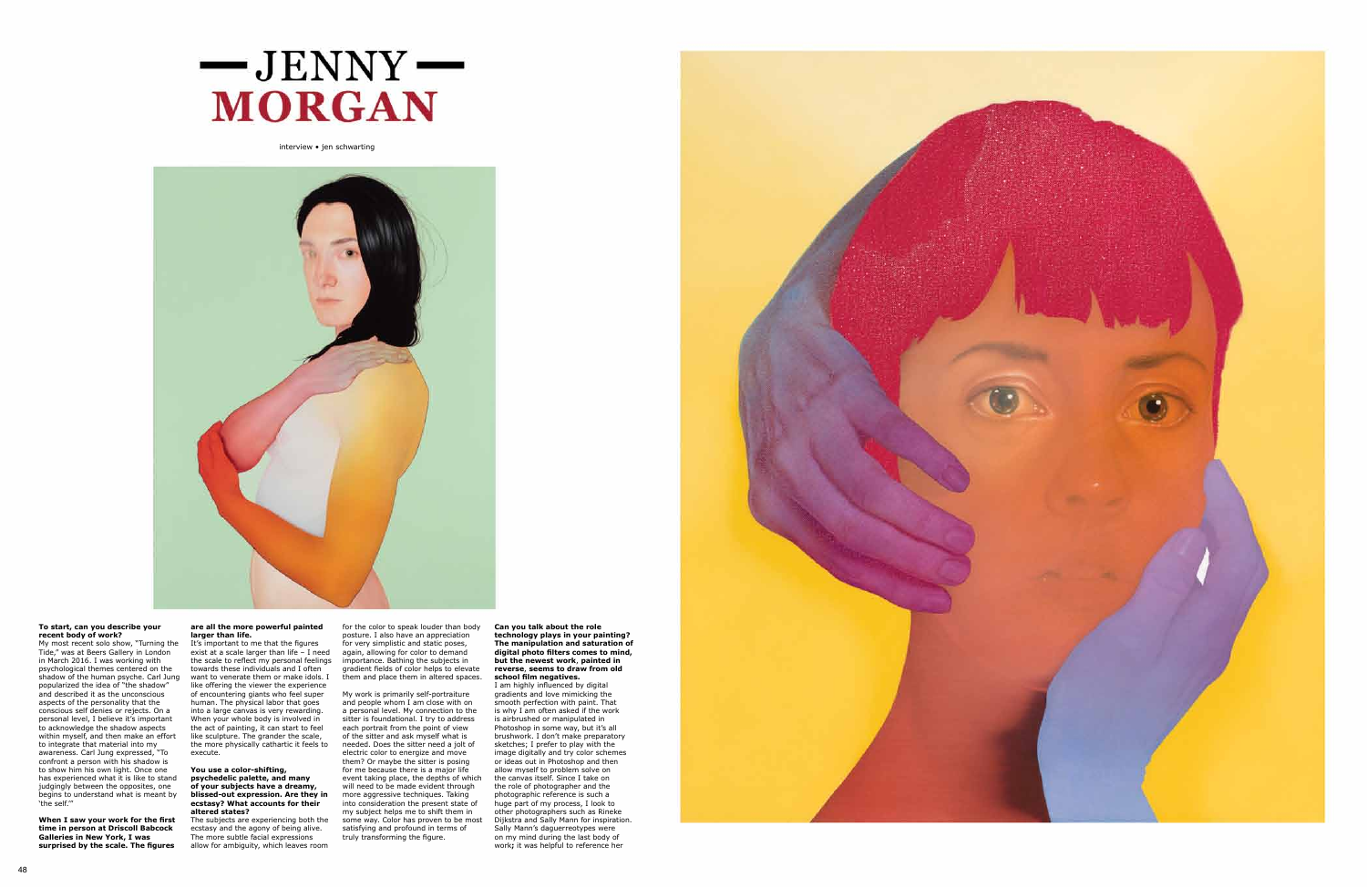# JENNY MORGAN

interview • jen schwarting

**To start, can you describe your recent body of work?**
My most recent solo show, "Turning the Tide," was at Beers Gallery in London in March 2016. I was working with psychological themes centered on the shadow of the human psyche. Carl Jung popularized the idea of "the shadow" and described it as the unconscious aspects of the personality that the conscious self denies or rejects. On a personal level, I believe it's important to acknowledge the shadow aspects within myself, and then make an effort to integrate that material into my awareness. Carl Jung expressed, "To confront a person with his shadow is to show him his own light. Once one has experienced what it is like to stand judgingly between the opposites, one begins to understand what is meant by 'the self.'"

**When I saw your work for the first time in person at Driscoll Babcock Galleries in New York, I was surprised by the scale. The figures are all the more powerful painted larger than life.**
It's important to me that the figures exist at a scale larger than life – I need the scale to reflect my personal feelings towards these individuals and I often want to venerate them or make idols. I like offering the viewer the experience of encountering giants who feel super human. The physical labor that goes into a large canvas is very rewarding. When your whole body is involved in the act of painting, it can start to feel like sculpture. The grander the scale, the more physically cathartic it feels to execute.

**You use a color-shifting, psychedelic palette, and many of your subjects have a dreamy, blissed-out expression. Are they in ecstasy? What accounts for their altered states?**
The subjects are experiencing both the ecstasy and the agony of being alive. The more subtle facial expressions allow for ambiguity, which leaves room for the color to speak louder than body posture. I also have an appreciation for very simplistic and static poses, again, allowing for color to demand importance. Bathing the subjects in gradient fields of color helps to elevate them and place them in altered spaces.

My work is primarily self-portraiture and people whom I am close with on a personal level. My connection to the sitter is foundational. I try to address each portrait from the point of view of the sitter and ask myself what is needed. Does the sitter need a jolt of electric color to energize and move them? Or maybe the sitter is posing for me because there is a major life event taking place, the depths of which will need to be made evident through more aggressive techniques. Taking into consideration the present state of my subject helps me to shift them in some way. Color has proven to be most satisfying and profound in terms of truly transforming the figure.

**Can you talk about the role technology plays in your painting? The manipulation and saturation of digital photo filters comes to mind, but the newest work, painted in reverse, seems to draw from old school film negatives.**
I am highly influenced by digital gradients and love mimicking the smooth perfection with paint. That is why I am often asked if the work is airbrushed or manipulated in Photoshop in some way, but it's all brushwork. I don't make preparatory sketches; I prefer to play with the image digitally and try color schemes or ideas out in Photoshop and then allow myself to problem solve on the canvas itself. Since I take on the role of photographer and the photographic reference is such a huge part of my process, I look to other photographers such as Rineke Dijkstra and Sally Mann for inspiration. Sally Mann's daguerreotypes were on my mind during the last body of work; it was helpful to reference her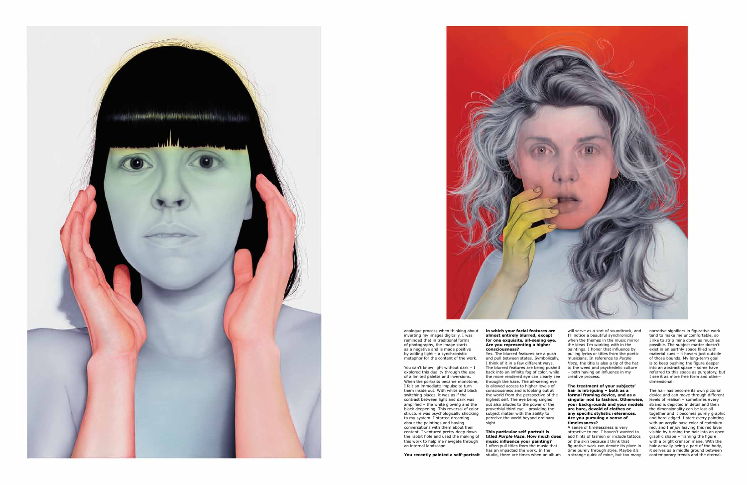analogue process when thinking about inverting my images digitally. I was reminded that in traditional forms of photography, the image starts as a negative and is made positive by adding light – a synchronistic metaphor for the content of the work.

You can't know light without dark – I explored this duality through the use of a limited palette and inversions. When the portraits became monotone, I felt an immediate impulse to turn them inside out. With white and black switching places, it was as if the contrast between light and dark was amplified – the white glowing and the black deepening. This reversal of color structure was psychologically shocking to my system. I started dreaming about the paintings and having conversations with them about their content. I ventured pretty deep down the rabbit hole and used the making of this work to help me navigate through an internal landscape.

**You recently painted a self-portrait in which your facial features are almost entirely blurred, except for one exquisite, all-seeing eye. Are you representing a higher consciousness?**

Yes. The blurred features are a push and pull between states. Symbolically, I think of it in a few different ways. The blurred features are being pushed back into an infinite fog of color, while the more rendered eye can clearly see through the haze. The all-seeing eye is allowed access to higher levels of consciousness and is looking out at the world from the perspective of the highest self. The eye being singled out also alludes to the power of the proverbial third eye – providing the subject matter with the ability to perceive the world beyond ordinary sight.

**This particular self-portrait is titled *Purple Haze*. How much does music influence your painting?**

I often pull titles from the music that has an impacted the work. In the studio, there are times when an album will serve as a sort of soundtrack, and I'll notice a beautiful synchronicity when the themes in the music mirror the ideas I'm working with in the paintings. I honor that influence by pulling lyrics or titles from the poetic musicians. In reference to *Purple Haze*, the title is also a tip of the hat to the weed and psychedelic culture – both having an influence in my creative process.

**The treatment of your subjects' hair is intriguing – both as a formal framing device, and as a singular nod to fashion. Otherwise, your backgrounds and your models are bare, devoid of clothes or any specific stylistic references. Are you pursuing a sense of timelessness?**

A sense of timelessness is very attractive to me. I haven't wanted to add hints of fashion or include tattoos on the skin because I think that figurative work can denote its place in time purely through style. Maybe it's a strange quirk of mine, but too many narrative signifiers in figurative work tend to make me uncomfortable, so I like to strip mine down as much as possible. The subject matter doesn't exist in an earthly space filled with material cues – it hovers just outside of those bounds. My long-term goal is to keep pushing the figure deeper into an abstract space – some have referred to this space as purgatory, but I see it as more free form and other-dimensional.

The hair has become its own pictorial device and can move through different levels of realism – sometimes every strand is depicted in detail and then the dimensionality can be lost all together and it becomes purely graphic and hard-edged. I start every painting with an acrylic base color of cadmium red, and I enjoy leaving this red layer visible by turning the hair into an open graphic shape – framing the figure with a bright crimson mane. With the hair actually being a part of the body, it serves as a middle ground between contemporary trends and the eternal.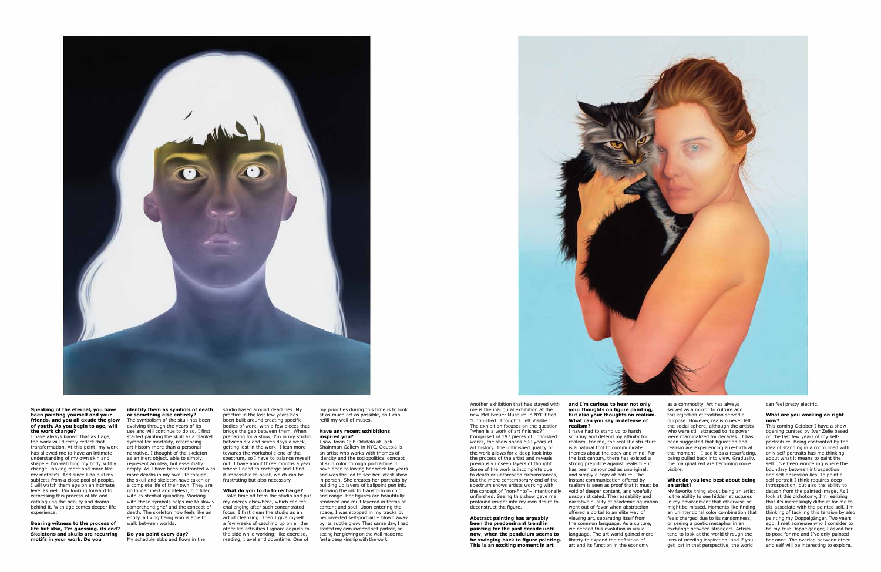**Speaking of the eternal, you have been painting yourself and your friends, and you all exude the glow of youth. As you begin to age, will the work change?**
I have always known that as I age, the work will directly reflect that transformation. At this point, my work has allowed me to have an intimate understanding of my own skin and shape – I'm watching my body subtly change, looking more and more like my mother's. And since I do pull my subjects from a close pool of people, I will watch them age on an intimate level as well. I'm looking forward to witnessing this process of life and cataloguing the beauty and drama behind it. With age comes deeper life experience.

**Bearing witness to the process of life but also, I'm guessing, its end? Skeletons and skulls are recurring motifs in your work. Do you identify them as symbols of death or something else entirely?**
The symbolism of the skull has been evolving through the years of its use and will continue to do so. I first started painting the skull as a blanket symbol for mortality, referencing art history more than a personal narrative. I thought of the skeleton as an inert object, able to simply represent an idea, but essentially empty. As I have been confronted with more deaths in my own life though, the skull and skeleton have taken on a complete life of their own. They are no longer inert and lifeless, but filled with existential quandary. Working with these symbols helps me to slowly comprehend grief and the concept of death. The skeleton now feels like an entity, a living being who is able to walk between worlds.

**Do you paint every day?**
My schedule ebbs and flows in the studio based around deadlines. My practice in the last few years has been built around creating specific bodies of work, with a few pieces that bridge the gap between them. When preparing for a show, I'm in my studio between six and seven days a week, getting lost in the work. I lean more towards the workaholic end of the spectrum, so I have to balance myself out. I have about three months a year where I need to recharge and I find it impossible to paint, which can be frustrating but also necessary.

**What do you to do to recharge?**
I take time off from the studio and put my energy elsewhere, which can feel challenging after such concentrated focus. I first clean the studio as an act of cleansing. Then I give myself a few weeks of catching up on all the other life activities I ignore or push to the side while working; like exercise, reading, travel and downtime. One of my priorities during this time is to look at as much art as possible, so I can refill my well of muses.

**Have any recent exhibitions inspired you?**
I saw Toyin Ojih Odutola at Jack Shainman Gallery in NYC. Odutola is an artist who works with themes of identity and the sociopolitical concept of skin color through portraiture. I have been following her work for years and was thrilled to see her latest show in person. She creates her portraits by building up layers of ballpoint pen ink, allowing the ink to transform in color and range. Her figures are beautifully rendered and multilayered in terms of content and soul. Upon entering the space, I was stopped in my tracks by her inverted self-portrait – blown away by its subtle glow. That same day, I had started my own inverted self-portrait, so seeing her glowing on the wall made me feel a deep kinship with the work.

Another exhibition that has stayed with me is the inaugural exhibition at the new Met Breuer Museum in NYC titled "Unfinished: Thoughts Left Visible." The exhibition focuses on the question "when is a work of art finished?" Comprised of 197 pieces of unfinished works, the show spans 600 years of art history. The unfinished quality of the work allows for a deep look into the process of the artist and reveals previously unseen layers of thought. Some of the work is incomplete due to death or unforeseen circumstances, but the more contemporary end of the spectrum shows artists working with the concept of "non-finito"– intentionally unfinished. Seeing this show gave me profound insight into my own desire to deconstruct the figure.

**Abstract painting has arguably been the predominant trend in painting for the past decade until now, when the pendulum seems to be swinging back to figure painting. This is an exciting moment in art and I'm curious to hear not only your thoughts on figure painting, but also your thoughts on realism. What can you say in defense of realism?**
I have had to stand up to harsh scrutiny and defend my affinity for realism. For me, the realistic structure is a natural tool to communicate themes about the body and mind. For the last century, there has existed a strong prejudice against realism – it has been denounced as unoriginal, and simply a copy of nature. The instant communication offered by realism is seen as proof that it must be void of deeper content, and woefully unsophisticated. The readability and narrative quality of academic figuration went out of favor when abstraction offered a portal to an elite way of viewing art, separating itself from the common language. As a culture, we needed this evolution in visual language. The art world gained more liberty to expand the definition of art and its function in the economy as a commodity. Art has always served as a mirror to culture and this rejection of tradition served a purpose. However, realism never left the social sphere, although the artists who were still attracted to its power were marginalized for decades. It has been suggested that figuration and realism are experiencing a re-birth at the moment – I see it as a resurfacing, being pulled back into view. Gradually, the marginalized are becoming more visible.

**What do you love best about being an artist?**
My favorite thing about being an artist is the ability to see hidden structures in my environment that otherwise be might be missed. Moments like finding an unintentional color combination that feels charged due to its randomness, or seeing a poetic metaphor in an exchange between strangers. Artists tend to look at the world through the lens of needing inspiration, and if you get lost in that perspective, the world can feel pretty electric.

**What are you working on right now?**
This coming October I have a show opening curated by Ivar Zeile based on the last few years of my self-portraiture. Being confronted by the idea of standing in a room lined with only self-portraits has me thinking about what it means to paint the self. I've been wondering where the boundary between introspection and self-obsession lies. To paint a self-portrait I think requires deep introspection, but also the ability to detach from the painted image. As I look at this dichotomy, I'm realizing that it's increasingly difficult for me to dis-associate with the painted self. I'm thinking of tackling this tension by also painting my Doppelgänger. Two years ago, I met someone who I consider to be my true Doppelgänger, I asked her to pose for me and I've only painted her once. The overlap between other and self will be interesting to explore.